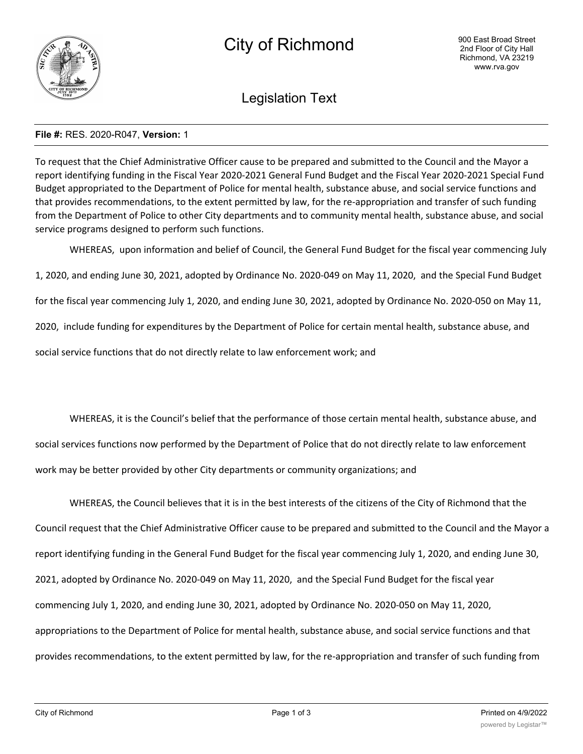# City of Richmond

900 East Broad Street
2nd Floor of City Hall
Richmond, VA 23219
www.rva.gov

## Legislation Text

**File #:** RES. 2020-R047, **Version:** 1

To request that the Chief Administrative Officer cause to be prepared and submitted to the Council and the Mayor a report identifying funding in the Fiscal Year 2020-2021 General Fund Budget and the Fiscal Year 2020-2021 Special Fund Budget appropriated to the Department of Police for mental health, substance abuse, and social service functions and that provides recommendations, to the extent permitted by law, for the re-appropriation and transfer of such funding from the Department of Police to other City departments and to community mental health, substance abuse, and social service programs designed to perform such functions.

WHEREAS, upon information and belief of Council, the General Fund Budget for the fiscal year commencing July 1, 2020, and ending June 30, 2021, adopted by Ordinance No. 2020-049 on May 11, 2020, and the Special Fund Budget for the fiscal year commencing July 1, 2020, and ending June 30, 2021, adopted by Ordinance No. 2020-050 on May 11, 2020, include funding for expenditures by the Department of Police for certain mental health, substance abuse, and social service functions that do not directly relate to law enforcement work; and

WHEREAS, it is the Council's belief that the performance of those certain mental health, substance abuse, and social services functions now performed by the Department of Police that do not directly relate to law enforcement work may be better provided by other City departments or community organizations; and

WHEREAS, the Council believes that it is in the best interests of the citizens of the City of Richmond that the Council request that the Chief Administrative Officer cause to be prepared and submitted to the Council and the Mayor a report identifying funding in the General Fund Budget for the fiscal year commencing July 1, 2020, and ending June 30, 2021, adopted by Ordinance No. 2020-049 on May 11, 2020, and the Special Fund Budget for the fiscal year commencing July 1, 2020, and ending June 30, 2021, adopted by Ordinance No. 2020-050 on May 11, 2020, appropriations to the Department of Police for mental health, substance abuse, and social service functions and that provides recommendations, to the extent permitted by law, for the re-appropriation and transfer of such funding from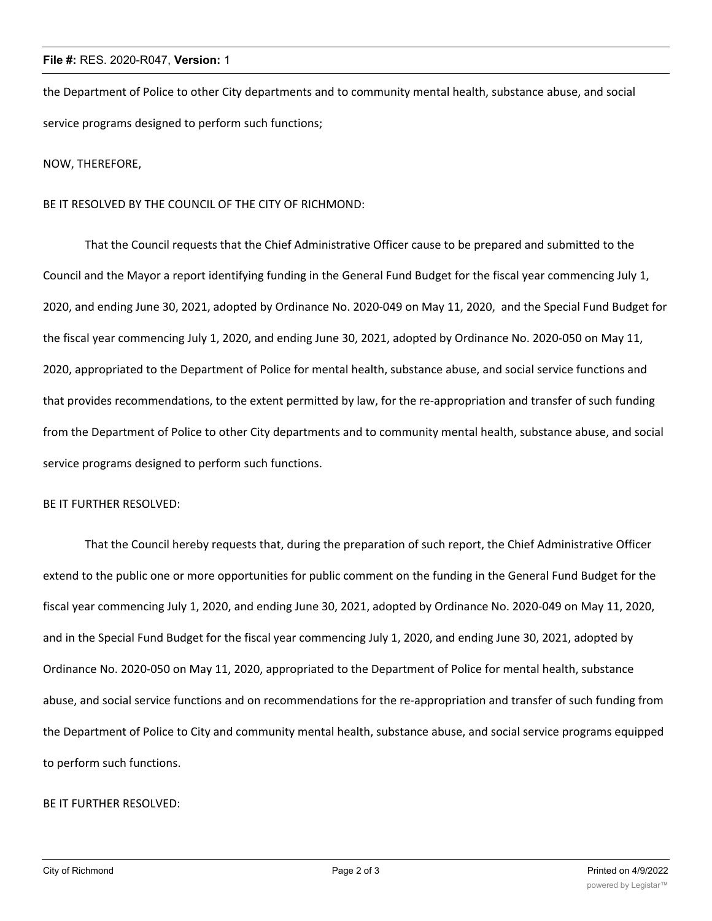the Department of Police to other City departments and to community mental health, substance abuse, and social service programs designed to perform such functions;

NOW, THEREFORE,

BE IT RESOLVED BY THE COUNCIL OF THE CITY OF RICHMOND:

That the Council requests that the Chief Administrative Officer cause to be prepared and submitted to the Council and the Mayor a report identifying funding in the General Fund Budget for the fiscal year commencing July 1, 2020, and ending June 30, 2021, adopted by Ordinance No. 2020-049 on May 11, 2020, and the Special Fund Budget for the fiscal year commencing July 1, 2020, and ending June 30, 2021, adopted by Ordinance No. 2020-050 on May 11, 2020, appropriated to the Department of Police for mental health, substance abuse, and social service functions and that provides recommendations, to the extent permitted by law, for the re-appropriation and transfer of such funding from the Department of Police to other City departments and to community mental health, substance abuse, and social service programs designed to perform such functions.

BE IT FURTHER RESOLVED:

That the Council hereby requests that, during the preparation of such report, the Chief Administrative Officer extend to the public one or more opportunities for public comment on the funding in the General Fund Budget for the fiscal year commencing July 1, 2020, and ending June 30, 2021, adopted by Ordinance No. 2020-049 on May 11, 2020, and in the Special Fund Budget for the fiscal year commencing July 1, 2020, and ending June 30, 2021, adopted by Ordinance No. 2020-050 on May 11, 2020, appropriated to the Department of Police for mental health, substance abuse, and social service functions and on recommendations for the re-appropriation and transfer of such funding from the Department of Police to City and community mental health, substance abuse, and social service programs equipped to perform such functions.

BE IT FURTHER RESOLVED: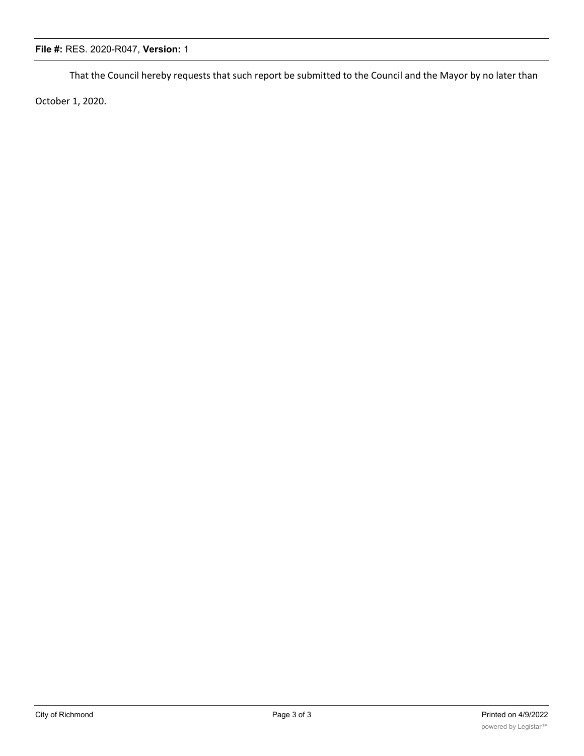That the Council hereby requests that such report be submitted to the Council and the Mayor by no later than October 1, 2020.